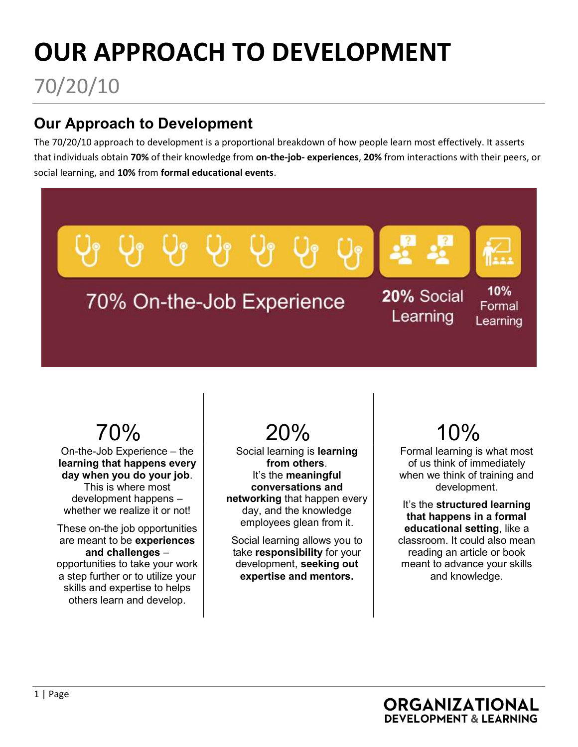# OUR APPROACH TO DEVELOPMENT

70/20/10

## Our Approach to Development

The 70/20/10 approach to development is a proportional breakdown of how people learn most effectively. It asserts that individuals obtain **70%** of their knowledge from **on-the-job- experiences**, **20%** from interactions with their peers, or social learning, and **10%** from **formal educational events**.

70% On-the-Job Experience

20% Social Learning

10% Formal Learning

### 70%

On-the-Job Experience – the **learning that happens every day when you do your job**. This is where most development happens – whether we realize it or not!

These on-the job opportunities are meant to be **experiences and challenges** – opportunities to take your work a step further or to utilize your skills and expertise to helps others learn and develop.

### 20%

Social learning is **learning from others**. It's the **meaningful conversations and networking** that happen every day, and the knowledge employees glean from it.

Social learning allows you to take **responsibility** for your development, **seeking out expertise and mentors.**

### 10%

Formal learning is what most of us think of immediately when we think of training and development.

It's the **structured learning that happens in a formal educational setting**, like a classroom. It could also mean reading an article or book meant to advance your skills and knowledge.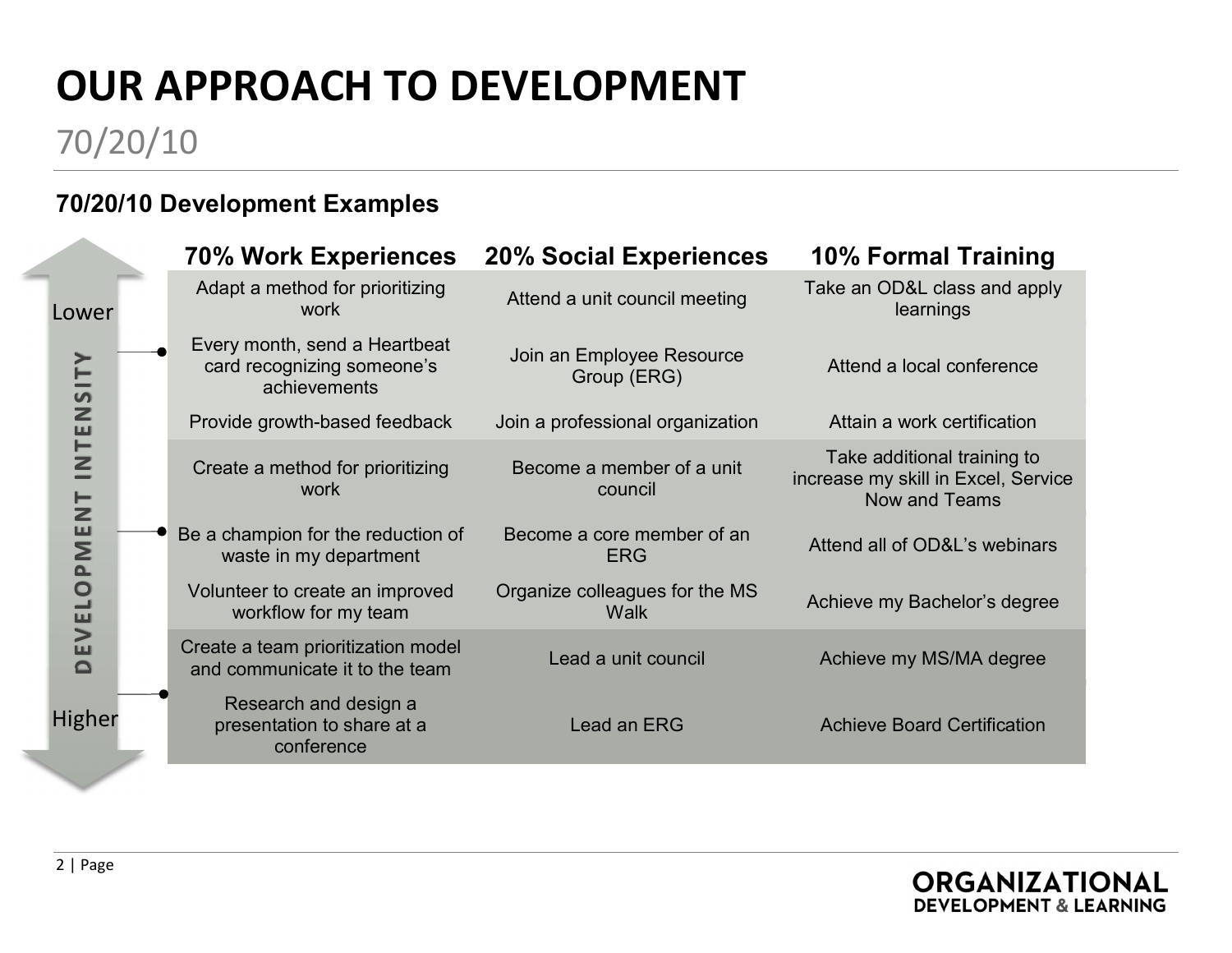# OUR APPROACH TO DEVELOPMENT

70/20/10

### 70/20/10 Development Examples

DEVELOPMENT INTENSITY (Lower → Higher)

| Development Intensity | 70% Work Experiences | 20% Social Experiences | 10% Formal Training |
|---|---|---|---|
| Lower | Adapt a method for prioritizing work | Attend a unit council meeting | Take an OD&L class and apply learnings |
| | Every month, send a Heartbeat card recognizing someone's achievements | Join an Employee Resource Group (ERG) | Attend a local conference |
| | Provide growth-based feedback | Join a professional organization | Attain a work certification |
| | Create a method for prioritizing work | Become a member of a unit council | Take additional training to increase my skill in Excel, Service Now and Teams |
| | Be a champion for the reduction of waste in my department | Become a core member of an ERG | Attend all of OD&L's webinars |
| | Volunteer to create an improved workflow for my team | Organize colleagues for the MS Walk | Achieve my Bachelor's degree |
| | Create a team prioritization model and communicate it to the team | Lead a unit council | Achieve my MS/MA degree |
| Higher | Research and design a presentation to share at a conference | Lead an ERG | Achieve Board Certification |

ORGANIZATIONAL DEVELOPMENT & LEARNING